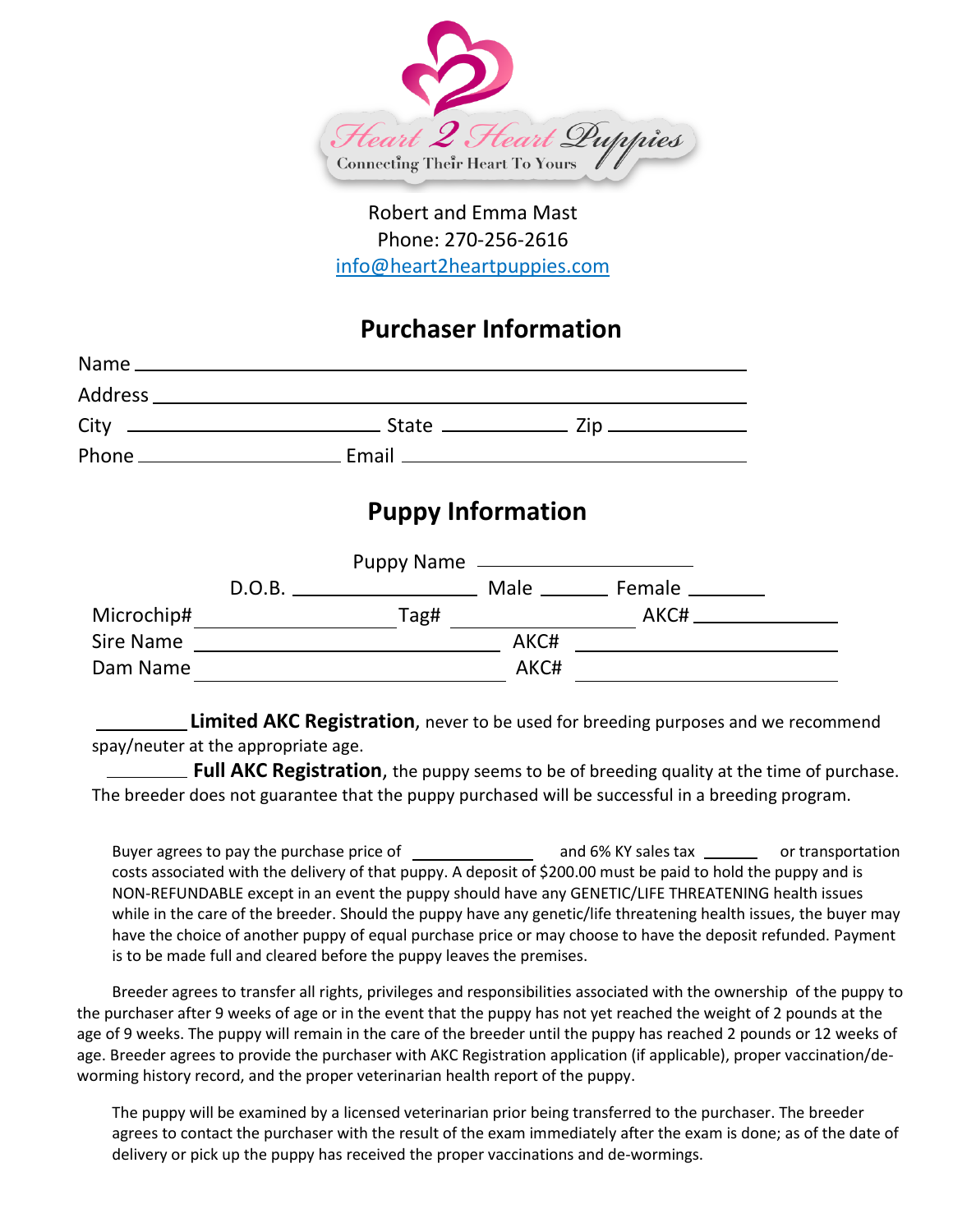Heart 2 Heart Puppies

Connecting Their Heart To Yours

Robert and Emma Mast
Phone: 270-256-2616
info@heart2heartpuppies.com

## Purchaser Information

Name ____________________________________________

Address __________________________________________

City ______________________ State ___________ Zip ___________

Phone __________________ Email ______________________________

## Puppy Information

Puppy Name ____________________

D.O.B. ________________ Male ______ Female _______

Microchip# ________________ Tag# ________________ AKC# ____________

Sire Name ________________________ AKC# ____________________

Dam Name ________________________ AKC# ____________________

_________ **Limited AKC Registration**, never to be used for breeding purposes and we recommend spay/neuter at the appropriate age.

_________ **Full AKC Registration**, the puppy seems to be of breeding quality at the time of purchase. The breeder does not guarantee that the puppy purchased will be successful in a breeding program.

Buyer agrees to pay the purchase price of ____________ and 6% KY sales tax ______ or transportation costs associated with the delivery of that puppy. A deposit of $200.00 must be paid to hold the puppy and is NON-REFUNDABLE except in an event the puppy should have any GENETIC/LIFE THREATENING health issues while in the care of the breeder. Should the puppy have any genetic/life threatening health issues, the buyer may have the choice of another puppy of equal purchase price or may choose to have the deposit refunded. Payment is to be made full and cleared before the puppy leaves the premises.

Breeder agrees to transfer all rights, privileges and responsibilities associated with the ownership of the puppy to the purchaser after 9 weeks of age or in the event that the puppy has not yet reached the weight of 2 pounds at the age of 9 weeks. The puppy will remain in the care of the breeder until the puppy has reached 2 pounds or 12 weeks of age. Breeder agrees to provide the purchaser with AKC Registration application (if applicable), proper vaccination/de-worming history record, and the proper veterinarian health report of the puppy.

The puppy will be examined by a licensed veterinarian prior being transferred to the purchaser. The breeder agrees to contact the purchaser with the result of the exam immediately after the exam is done; as of the date of delivery or pick up the puppy has received the proper vaccinations and de-wormings.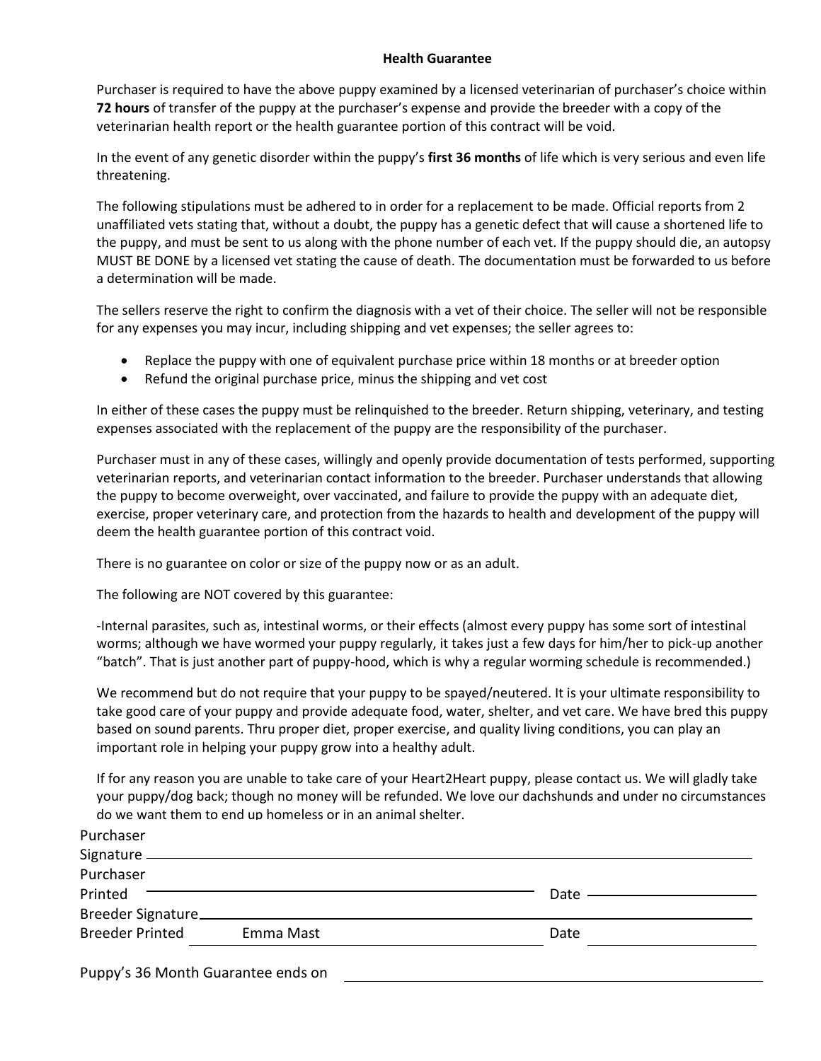## Health Guarantee

Purchaser is required to have the above puppy examined by a licensed veterinarian of purchaser's choice within **72 hours** of transfer of the puppy at the purchaser's expense and provide the breeder with a copy of the veterinarian health report or the health guarantee portion of this contract will be void.

In the event of any genetic disorder within the puppy's **first 36 months** of life which is very serious and even life threatening.

The following stipulations must be adhered to in order for a replacement to be made. Official reports from 2 unaffiliated vets stating that, without a doubt, the puppy has a genetic defect that will cause a shortened life to the puppy, and must be sent to us along with the phone number of each vet. If the puppy should die, an autopsy MUST BE DONE by a licensed vet stating the cause of death. The documentation must be forwarded to us before a determination will be made.

The sellers reserve the right to confirm the diagnosis with a vet of their choice. The seller will not be responsible for any expenses you may incur, including shipping and vet expenses; the seller agrees to:

- Replace the puppy with one of equivalent purchase price within 18 months or at breeder option
- Refund the original purchase price, minus the shipping and vet cost

In either of these cases the puppy must be relinquished to the breeder. Return shipping, veterinary, and testing expenses associated with the replacement of the puppy are the responsibility of the purchaser.

Purchaser must in any of these cases, willingly and openly provide documentation of tests performed, supporting veterinarian reports, and veterinarian contact information to the breeder. Purchaser understands that allowing the puppy to become overweight, over vaccinated, and failure to provide the puppy with an adequate diet, exercise, proper veterinary care, and protection from the hazards to health and development of the puppy will deem the health guarantee portion of this contract void.

There is no guarantee on color or size of the puppy now or as an adult.

The following are NOT covered by this guarantee:

-Internal parasites, such as, intestinal worms, or their effects (almost every puppy has some sort of intestinal worms; although we have wormed your puppy regularly, it takes just a few days for him/her to pick-up another "batch". That is just another part of puppy-hood, which is why a regular worming schedule is recommended.)

We recommend but do not require that your puppy to be spayed/neutered. It is your ultimate responsibility to take good care of your puppy and provide adequate food, water, shelter, and vet care. We have bred this puppy based on sound parents. Thru proper diet, proper exercise, and quality living conditions, you can play an important role in helping your puppy grow into a healthy adult.

If for any reason you are unable to take care of your Heart2Heart puppy, please contact us. We will gladly take your puppy/dog back; though no money will be refunded. We love our dachshunds and under no circumstances do we want them to end up homeless or in an animal shelter.

Purchaser Signature ______________________________

Purchaser Printed ______________________________ Date ______________

Breeder Signature ______________________________

Breeder Printed Emma Mast Date ______________

Puppy's 36 Month Guarantee ends on ______________________________